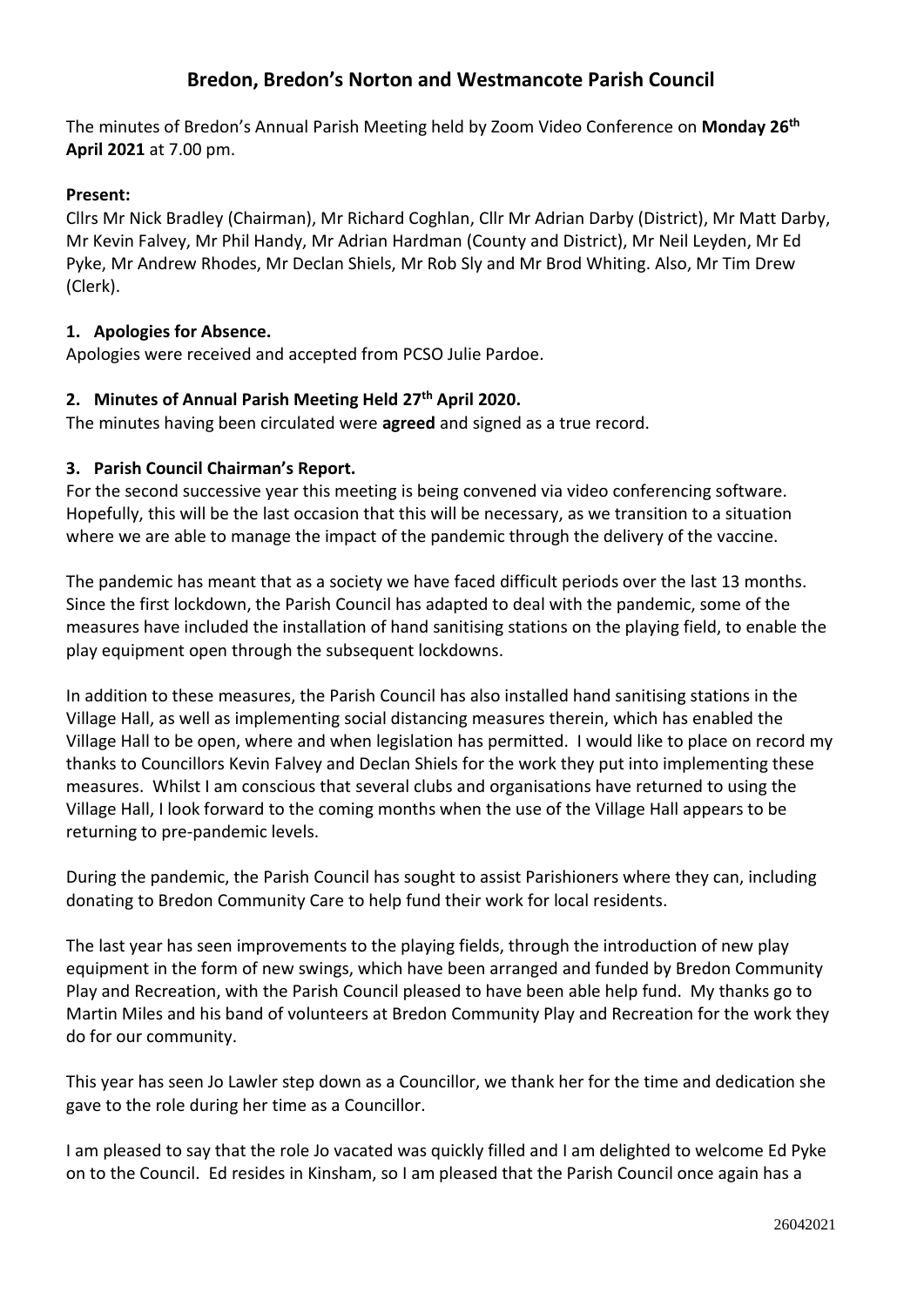# Bredon, Bredon's Norton and Westmancote Parish Council

The minutes of Bredon's Annual Parish Meeting held by Zoom Video Conference on **Monday 26th April 2021** at 7.00 pm.

**Present:**

Cllrs Mr Nick Bradley (Chairman), Mr Richard Coghlan, Cllr Mr Adrian Darby (District), Mr Matt Darby, Mr Kevin Falvey, Mr Phil Handy, Mr Adrian Hardman (County and District), Mr Neil Leyden, Mr Ed Pyke, Mr Andrew Rhodes, Mr Declan Shiels, Mr Rob Sly and Mr Brod Whiting. Also, Mr Tim Drew (Clerk).

**1. Apologies for Absence.**

Apologies were received and accepted from PCSO Julie Pardoe.

**2. Minutes of Annual Parish Meeting Held 27th April 2020.**

The minutes having been circulated were **agreed** and signed as a true record.

**3. Parish Council Chairman's Report.**

For the second successive year this meeting is being convened via video conferencing software. Hopefully, this will be the last occasion that this will be necessary, as we transition to a situation where we are able to manage the impact of the pandemic through the delivery of the vaccine.

The pandemic has meant that as a society we have faced difficult periods over the last 13 months. Since the first lockdown, the Parish Council has adapted to deal with the pandemic, some of the measures have included the installation of hand sanitising stations on the playing field, to enable the play equipment open through the subsequent lockdowns.

In addition to these measures, the Parish Council has also installed hand sanitising stations in the Village Hall, as well as implementing social distancing measures therein, which has enabled the Village Hall to be open, where and when legislation has permitted. I would like to place on record my thanks to Councillors Kevin Falvey and Declan Shiels for the work they put into implementing these measures. Whilst I am conscious that several clubs and organisations have returned to using the Village Hall, I look forward to the coming months when the use of the Village Hall appears to be returning to pre-pandemic levels.

During the pandemic, the Parish Council has sought to assist Parishioners where they can, including donating to Bredon Community Care to help fund their work for local residents.

The last year has seen improvements to the playing fields, through the introduction of new play equipment in the form of new swings, which have been arranged and funded by Bredon Community Play and Recreation, with the Parish Council pleased to have been able help fund. My thanks go to Martin Miles and his band of volunteers at Bredon Community Play and Recreation for the work they do for our community.

This year has seen Jo Lawler step down as a Councillor, we thank her for the time and dedication she gave to the role during her time as a Councillor.

I am pleased to say that the role Jo vacated was quickly filled and I am delighted to welcome Ed Pyke on to the Council. Ed resides in Kinsham, so I am pleased that the Parish Council once again has a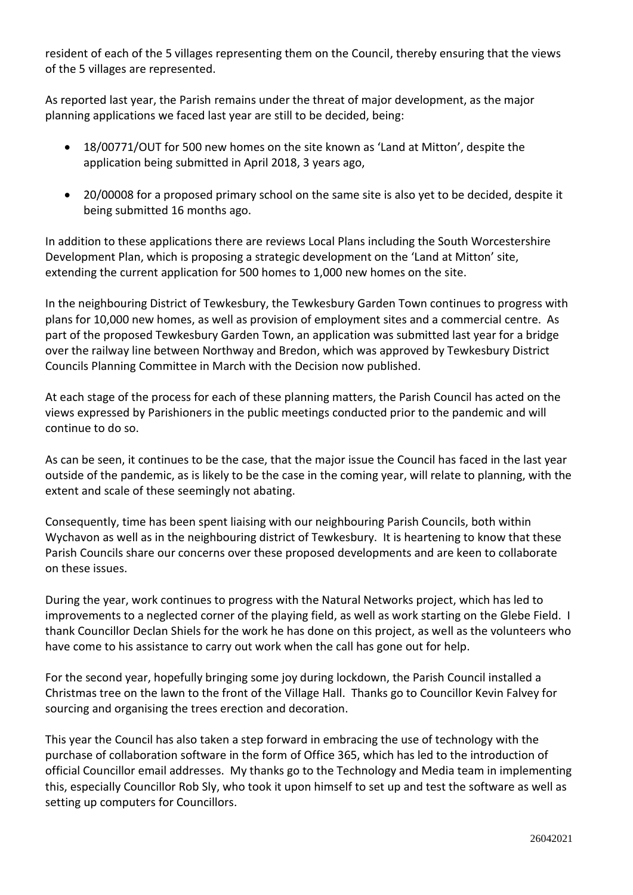resident of each of the 5 villages representing them on the Council, thereby ensuring that the views of the 5 villages are represented.

As reported last year, the Parish remains under the threat of major development, as the major planning applications we faced last year are still to be decided, being:

- 18/00771/OUT for 500 new homes on the site known as 'Land at Mitton', despite the application being submitted in April 2018, 3 years ago,
- 20/00008 for a proposed primary school on the same site is also yet to be decided, despite it being submitted 16 months ago.

In addition to these applications there are reviews Local Plans including the South Worcestershire Development Plan, which is proposing a strategic development on the 'Land at Mitton' site, extending the current application for 500 homes to 1,000 new homes on the site.

In the neighbouring District of Tewkesbury, the Tewkesbury Garden Town continues to progress with plans for 10,000 new homes, as well as provision of employment sites and a commercial centre. As part of the proposed Tewkesbury Garden Town, an application was submitted last year for a bridge over the railway line between Northway and Bredon, which was approved by Tewkesbury District Councils Planning Committee in March with the Decision now published.

At each stage of the process for each of these planning matters, the Parish Council has acted on the views expressed by Parishioners in the public meetings conducted prior to the pandemic and will continue to do so.

As can be seen, it continues to be the case, that the major issue the Council has faced in the last year outside of the pandemic, as is likely to be the case in the coming year, will relate to planning, with the extent and scale of these seemingly not abating.

Consequently, time has been spent liaising with our neighbouring Parish Councils, both within Wychavon as well as in the neighbouring district of Tewkesbury. It is heartening to know that these Parish Councils share our concerns over these proposed developments and are keen to collaborate on these issues.

During the year, work continues to progress with the Natural Networks project, which has led to improvements to a neglected corner of the playing field, as well as work starting on the Glebe Field. I thank Councillor Declan Shiels for the work he has done on this project, as well as the volunteers who have come to his assistance to carry out work when the call has gone out for help.

For the second year, hopefully bringing some joy during lockdown, the Parish Council installed a Christmas tree on the lawn to the front of the Village Hall. Thanks go to Councillor Kevin Falvey for sourcing and organising the trees erection and decoration.

This year the Council has also taken a step forward in embracing the use of technology with the purchase of collaboration software in the form of Office 365, which has led to the introduction of official Councillor email addresses. My thanks go to the Technology and Media team in implementing this, especially Councillor Rob Sly, who took it upon himself to set up and test the software as well as setting up computers for Councillors.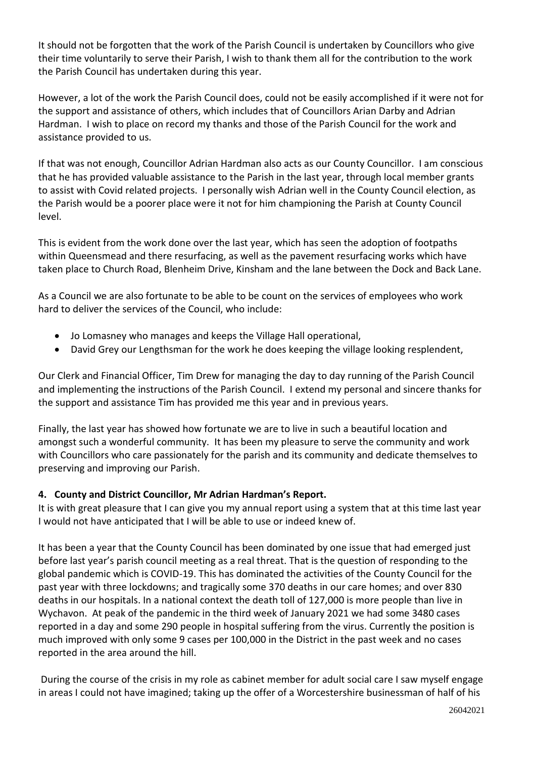It should not be forgotten that the work of the Parish Council is undertaken by Councillors who give their time voluntarily to serve their Parish, I wish to thank them all for the contribution to the work the Parish Council has undertaken during this year.

However, a lot of the work the Parish Council does, could not be easily accomplished if it were not for the support and assistance of others, which includes that of Councillors Arian Darby and Adrian Hardman. I wish to place on record my thanks and those of the Parish Council for the work and assistance provided to us.

If that was not enough, Councillor Adrian Hardman also acts as our County Councillor. I am conscious that he has provided valuable assistance to the Parish in the last year, through local member grants to assist with Covid related projects. I personally wish Adrian well in the County Council election, as the Parish would be a poorer place were it not for him championing the Parish at County Council level.

This is evident from the work done over the last year, which has seen the adoption of footpaths within Queensmead and there resurfacing, as well as the pavement resurfacing works which have taken place to Church Road, Blenheim Drive, Kinsham and the lane between the Dock and Back Lane.

As a Council we are also fortunate to be able to be count on the services of employees who work hard to deliver the services of the Council, who include:

- Jo Lomasney who manages and keeps the Village Hall operational,
- David Grey our Lengthsman for the work he does keeping the village looking resplendent,

Our Clerk and Financial Officer, Tim Drew for managing the day to day running of the Parish Council and implementing the instructions of the Parish Council. I extend my personal and sincere thanks for the support and assistance Tim has provided me this year and in previous years.

Finally, the last year has showed how fortunate we are to live in such a beautiful location and amongst such a wonderful community. It has been my pleasure to serve the community and work with Councillors who care passionately for the parish and its community and dedicate themselves to preserving and improving our Parish.

**4. County and District Councillor, Mr Adrian Hardman's Report.**

It is with great pleasure that I can give you my annual report using a system that at this time last year I would not have anticipated that I will be able to use or indeed knew of.

It has been a year that the County Council has been dominated by one issue that had emerged just before last year's parish council meeting as a real threat. That is the question of responding to the global pandemic which is COVID-19. This has dominated the activities of the County Council for the past year with three lockdowns; and tragically some 370 deaths in our care homes; and over 830 deaths in our hospitals. In a national context the death toll of 127,000 is more people than live in Wychavon. At peak of the pandemic in the third week of January 2021 we had some 3480 cases reported in a day and some 290 people in hospital suffering from the virus. Currently the position is much improved with only some 9 cases per 100,000 in the District in the past week and no cases reported in the area around the hill.

During the course of the crisis in my role as cabinet member for adult social care I saw myself engage in areas I could not have imagined; taking up the offer of a Worcestershire businessman of half of his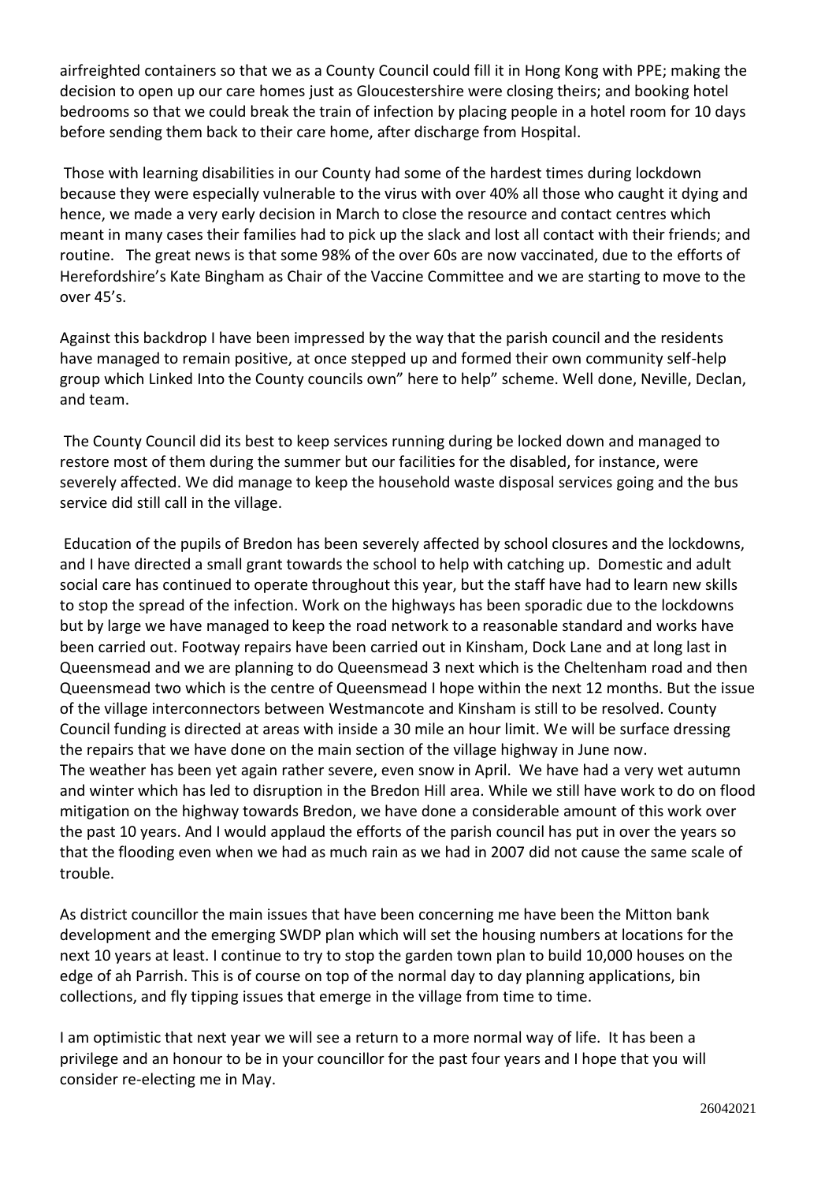airfreighted containers so that we as a County Council could fill it in Hong Kong with PPE; making the decision to open up our care homes just as Gloucestershire were closing theirs; and booking hotel bedrooms so that we could break the train of infection by placing people in a hotel room for 10 days before sending them back to their care home, after discharge from Hospital.

Those with learning disabilities in our County had some of the hardest times during lockdown because they were especially vulnerable to the virus with over 40% all those who caught it dying and hence, we made a very early decision in March to close the resource and contact centres which meant in many cases their families had to pick up the slack and lost all contact with their friends; and routine. The great news is that some 98% of the over 60s are now vaccinated, due to the efforts of Herefordshire's Kate Bingham as Chair of the Vaccine Committee and we are starting to move to the over 45's.

Against this backdrop I have been impressed by the way that the parish council and the residents have managed to remain positive, at once stepped up and formed their own community self-help group which Linked Into the County councils own" here to help" scheme. Well done, Neville, Declan, and team.

The County Council did its best to keep services running during be locked down and managed to restore most of them during the summer but our facilities for the disabled, for instance, were severely affected. We did manage to keep the household waste disposal services going and the bus service did still call in the village.

Education of the pupils of Bredon has been severely affected by school closures and the lockdowns, and I have directed a small grant towards the school to help with catching up. Domestic and adult social care has continued to operate throughout this year, but the staff have had to learn new skills to stop the spread of the infection. Work on the highways has been sporadic due to the lockdowns but by large we have managed to keep the road network to a reasonable standard and works have been carried out. Footway repairs have been carried out in Kinsham, Dock Lane and at long last in Queensmead and we are planning to do Queensmead 3 next which is the Cheltenham road and then Queensmead two which is the centre of Queensmead I hope within the next 12 months. But the issue of the village interconnectors between Westmancote and Kinsham is still to be resolved. County Council funding is directed at areas with inside a 30 mile an hour limit. We will be surface dressing the repairs that we have done on the main section of the village highway in June now.
The weather has been yet again rather severe, even snow in April. We have had a very wet autumn and winter which has led to disruption in the Bredon Hill area. While we still have work to do on flood mitigation on the highway towards Bredon, we have done a considerable amount of this work over the past 10 years. And I would applaud the efforts of the parish council has put in over the years so that the flooding even when we had as much rain as we had in 2007 did not cause the same scale of trouble.

As district councillor the main issues that have been concerning me have been the Mitton bank development and the emerging SWDP plan which will set the housing numbers at locations for the next 10 years at least. I continue to try to stop the garden town plan to build 10,000 houses on the edge of ah Parrish. This is of course on top of the normal day to day planning applications, bin collections, and fly tipping issues that emerge in the village from time to time.

I am optimistic that next year we will see a return to a more normal way of life. It has been a privilege and an honour to be in your councillor for the past four years and I hope that you will consider re-electing me in May.

26042021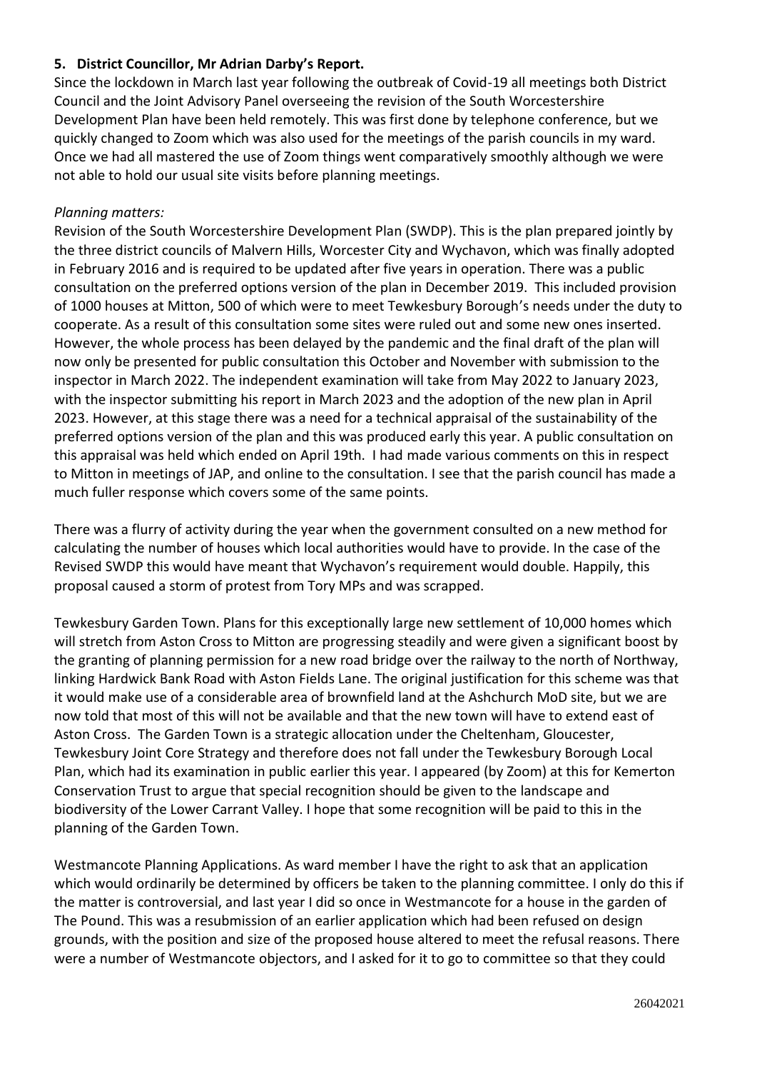**5. District Councillor, Mr Adrian Darby's Report.**

Since the lockdown in March last year following the outbreak of Covid-19 all meetings both District Council and the Joint Advisory Panel overseeing the revision of the South Worcestershire Development Plan have been held remotely. This was first done by telephone conference, but we quickly changed to Zoom which was also used for the meetings of the parish councils in my ward. Once we had all mastered the use of Zoom things went comparatively smoothly although we were not able to hold our usual site visits before planning meetings.

*Planning matters:*

Revision of the South Worcestershire Development Plan (SWDP). This is the plan prepared jointly by the three district councils of Malvern Hills, Worcester City and Wychavon, which was finally adopted in February 2016 and is required to be updated after five years in operation. There was a public consultation on the preferred options version of the plan in December 2019. This included provision of 1000 houses at Mitton, 500 of which were to meet Tewkesbury Borough's needs under the duty to cooperate. As a result of this consultation some sites were ruled out and some new ones inserted. However, the whole process has been delayed by the pandemic and the final draft of the plan will now only be presented for public consultation this October and November with submission to the inspector in March 2022. The independent examination will take from May 2022 to January 2023, with the inspector submitting his report in March 2023 and the adoption of the new plan in April 2023. However, at this stage there was a need for a technical appraisal of the sustainability of the preferred options version of the plan and this was produced early this year. A public consultation on this appraisal was held which ended on April 19th. I had made various comments on this in respect to Mitton in meetings of JAP, and online to the consultation. I see that the parish council has made a much fuller response which covers some of the same points.

There was a flurry of activity during the year when the government consulted on a new method for calculating the number of houses which local authorities would have to provide. In the case of the Revised SWDP this would have meant that Wychavon's requirement would double. Happily, this proposal caused a storm of protest from Tory MPs and was scrapped.

Tewkesbury Garden Town. Plans for this exceptionally large new settlement of 10,000 homes which will stretch from Aston Cross to Mitton are progressing steadily and were given a significant boost by the granting of planning permission for a new road bridge over the railway to the north of Northway, linking Hardwick Bank Road with Aston Fields Lane. The original justification for this scheme was that it would make use of a considerable area of brownfield land at the Ashchurch MoD site, but we are now told that most of this will not be available and that the new town will have to extend east of Aston Cross. The Garden Town is a strategic allocation under the Cheltenham, Gloucester, Tewkesbury Joint Core Strategy and therefore does not fall under the Tewkesbury Borough Local Plan, which had its examination in public earlier this year. I appeared (by Zoom) at this for Kemerton Conservation Trust to argue that special recognition should be given to the landscape and biodiversity of the Lower Carrant Valley. I hope that some recognition will be paid to this in the planning of the Garden Town.

Westmancote Planning Applications. As ward member I have the right to ask that an application which would ordinarily be determined by officers be taken to the planning committee. I only do this if the matter is controversial, and last year I did so once in Westmancote for a house in the garden of The Pound. This was a resubmission of an earlier application which had been refused on design grounds, with the position and size of the proposed house altered to meet the refusal reasons. There were a number of Westmancote objectors, and I asked for it to go to committee so that they could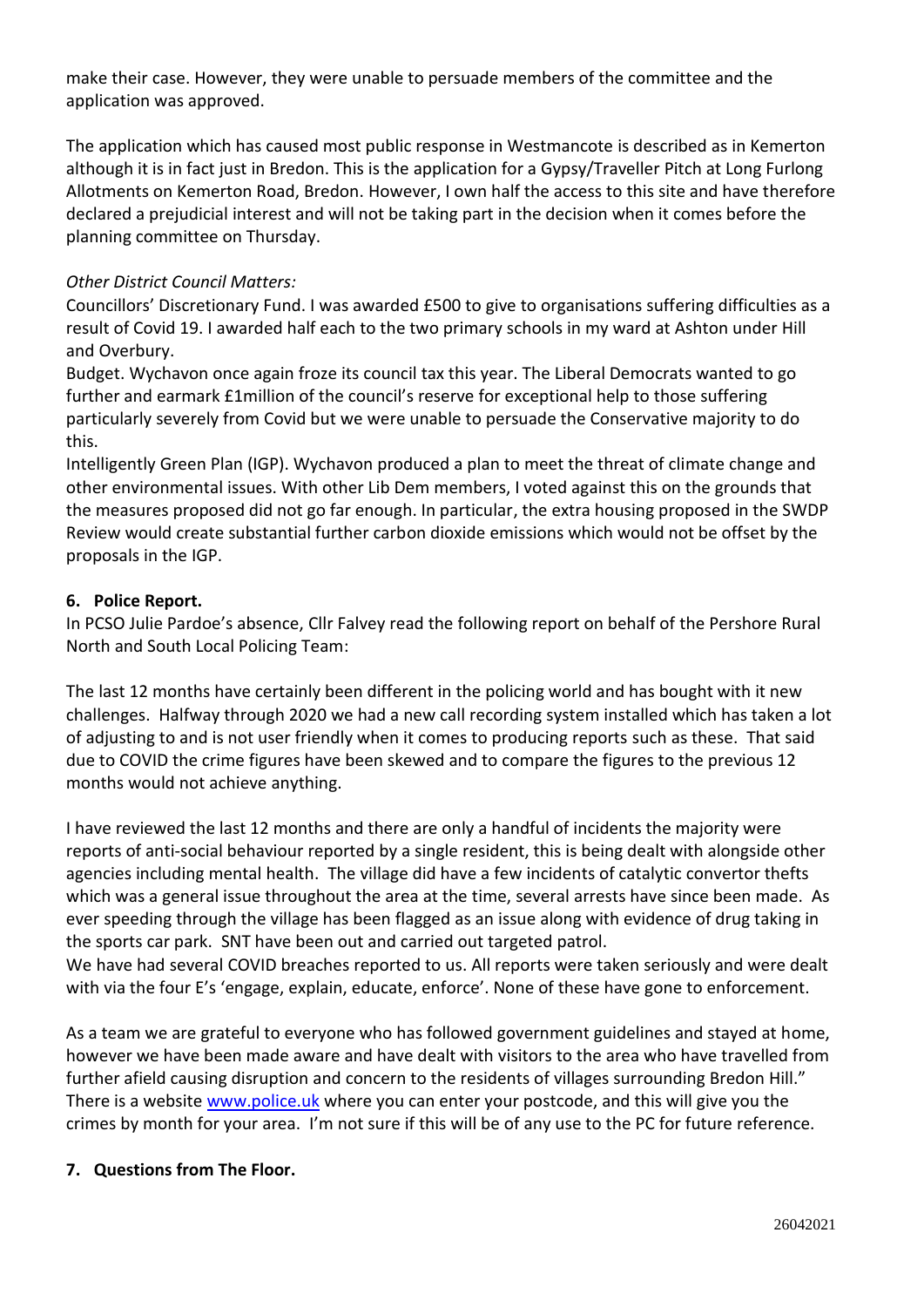make their case. However, they were unable to persuade members of the committee and the application was approved.

The application which has caused most public response in Westmancote is described as in Kemerton although it is in fact just in Bredon. This is the application for a Gypsy/Traveller Pitch at Long Furlong Allotments on Kemerton Road, Bredon. However, I own half the access to this site and have therefore declared a prejudicial interest and will not be taking part in the decision when it comes before the planning committee on Thursday.

*Other District Council Matters:*

Councillors' Discretionary Fund. I was awarded £500 to give to organisations suffering difficulties as a result of Covid 19. I awarded half each to the two primary schools in my ward at Ashton under Hill and Overbury.

Budget. Wychavon once again froze its council tax this year. The Liberal Democrats wanted to go further and earmark £1million of the council's reserve for exceptional help to those suffering particularly severely from Covid but we were unable to persuade the Conservative majority to do this.

Intelligently Green Plan (IGP). Wychavon produced a plan to meet the threat of climate change and other environmental issues. With other Lib Dem members, I voted against this on the grounds that the measures proposed did not go far enough. In particular, the extra housing proposed in the SWDP Review would create substantial further carbon dioxide emissions which would not be offset by the proposals in the IGP.

**6. Police Report.**

In PCSO Julie Pardoe's absence, Cllr Falvey read the following report on behalf of the Pershore Rural North and South Local Policing Team:

The last 12 months have certainly been different in the policing world and has bought with it new challenges. Halfway through 2020 we had a new call recording system installed which has taken a lot of adjusting to and is not user friendly when it comes to producing reports such as these. That said due to COVID the crime figures have been skewed and to compare the figures to the previous 12 months would not achieve anything.

I have reviewed the last 12 months and there are only a handful of incidents the majority were reports of anti-social behaviour reported by a single resident, this is being dealt with alongside other agencies including mental health. The village did have a few incidents of catalytic convertor thefts which was a general issue throughout the area at the time, several arrests have since been made. As ever speeding through the village has been flagged as an issue along with evidence of drug taking in the sports car park. SNT have been out and carried out targeted patrol.

We have had several COVID breaches reported to us. All reports were taken seriously and were dealt with via the four E's 'engage, explain, educate, enforce'. None of these have gone to enforcement.

As a team we are grateful to everyone who has followed government guidelines and stayed at home, however we have been made aware and have dealt with visitors to the area who have travelled from further afield causing disruption and concern to the residents of villages surrounding Bredon Hill."

There is a website www.police.uk where you can enter your postcode, and this will give you the crimes by month for your area. I'm not sure if this will be of any use to the PC for future reference.

**7. Questions from The Floor.**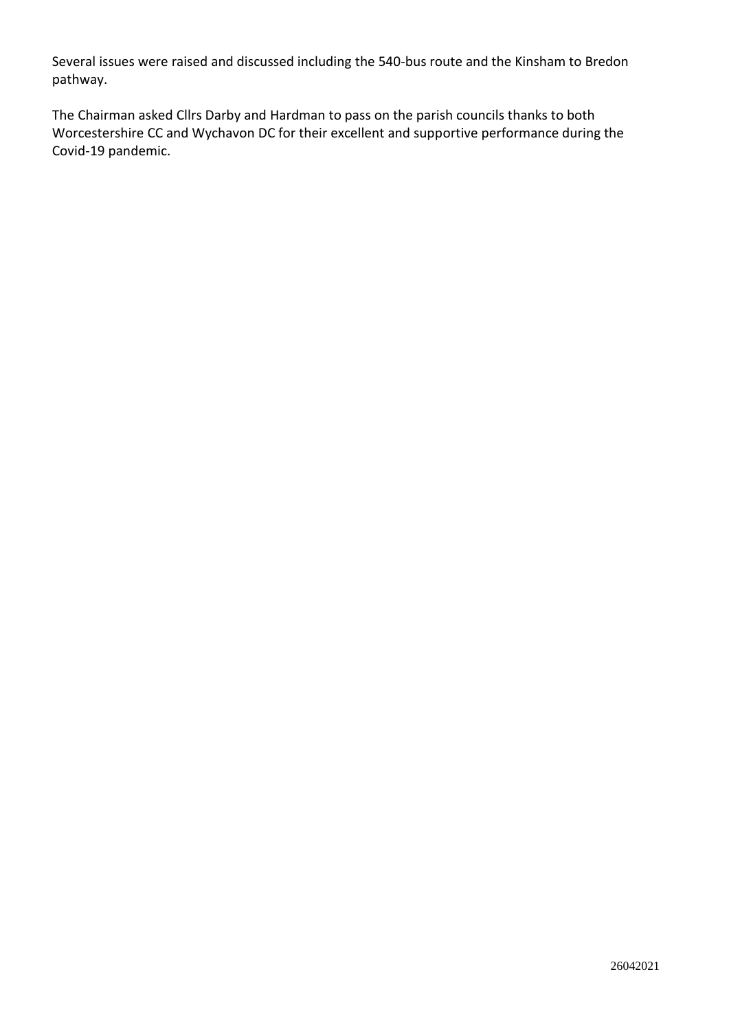Several issues were raised and discussed including the 540-bus route and the Kinsham to Bredon pathway.

The Chairman asked Cllrs Darby and Hardman to pass on the parish councils thanks to both Worcestershire CC and Wychavon DC for their excellent and supportive performance during the Covid-19 pandemic.